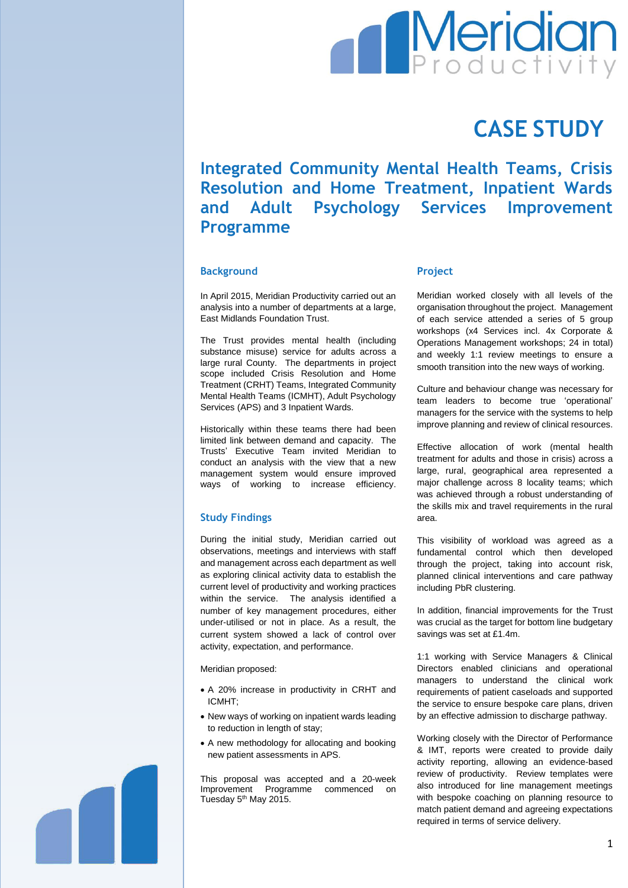# CASE STUDY

## Integrated Community Mental Health Teams, Crisis Resolution and Home Treatment, Inpatient Wards and Adult Psychology Services Improvement Programme

### Background

In April 2015, Meridian Productivity carried out an analysis into a number of departments at a large, East Midlands Foundation Trust.

The Trust provides mental health (including substance misuse) service for adults across a large rural County. The departments in project scope included Crisis Resolution and Home Treatment (CRHT) Teams, Integrated Community Mental Health Teams (ICMHT), Adult Psychology Services (APS) and 3 Inpatient Wards.

Historically within these teams there had been limited link between demand and capacity. The Trusts' Executive Team invited Meridian to conduct an analysis with the view that a new management system would ensure improved ways of working to increase efficiency.

### Study Findings

During the initial study, Meridian carried out observations, meetings and interviews with staff and management across each department as well as exploring clinical activity data to establish the current level of productivity and working practices within the service. The analysis identified a number of key management procedures, either under-utilised or not in place. As a result, the current system showed a lack of control over activity, expectation, and performance.

Meridian proposed:

- A 20% increase in productivity in CRHT and ICMHT;
- New ways of working on inpatient wards leading to reduction in length of stay;
- A new methodology for allocating and booking new patient assessments in APS.

This proposal was accepted and a 20-week Improvement Programme commenced on Tuesday 5th May 2015.

### Project

Meridian worked closely with all levels of the organisation throughout the project. Management of each service attended a series of 5 group workshops (x4 Services incl. 4x Corporate & Operations Management workshops; 24 in total) and weekly 1:1 review meetings to ensure a smooth transition into the new ways of working.

Culture and behaviour change was necessary for team leaders to become true 'operational' managers for the service with the systems to help improve planning and review of clinical resources.

Effective allocation of work (mental health treatment for adults and those in crisis) across a large, rural, geographical area represented a major challenge across 8 locality teams; which was achieved through a robust understanding of the skills mix and travel requirements in the rural area.

This visibility of workload was agreed as a fundamental control which then developed through the project, taking into account risk, planned clinical interventions and care pathway including PbR clustering.

In addition, financial improvements for the Trust was crucial as the target for bottom line budgetary savings was set at £1.4m.

1:1 working with Service Managers & Clinical Directors enabled clinicians and operational managers to understand the clinical work requirements of patient caseloads and supported the service to ensure bespoke care plans, driven by an effective admission to discharge pathway.

Working closely with the Director of Performance & IMT, reports were created to provide daily activity reporting, allowing an evidence-based review of productivity. Review templates were also introduced for line management meetings with bespoke coaching on planning resource to match patient demand and agreeing expectations required in terms of service delivery.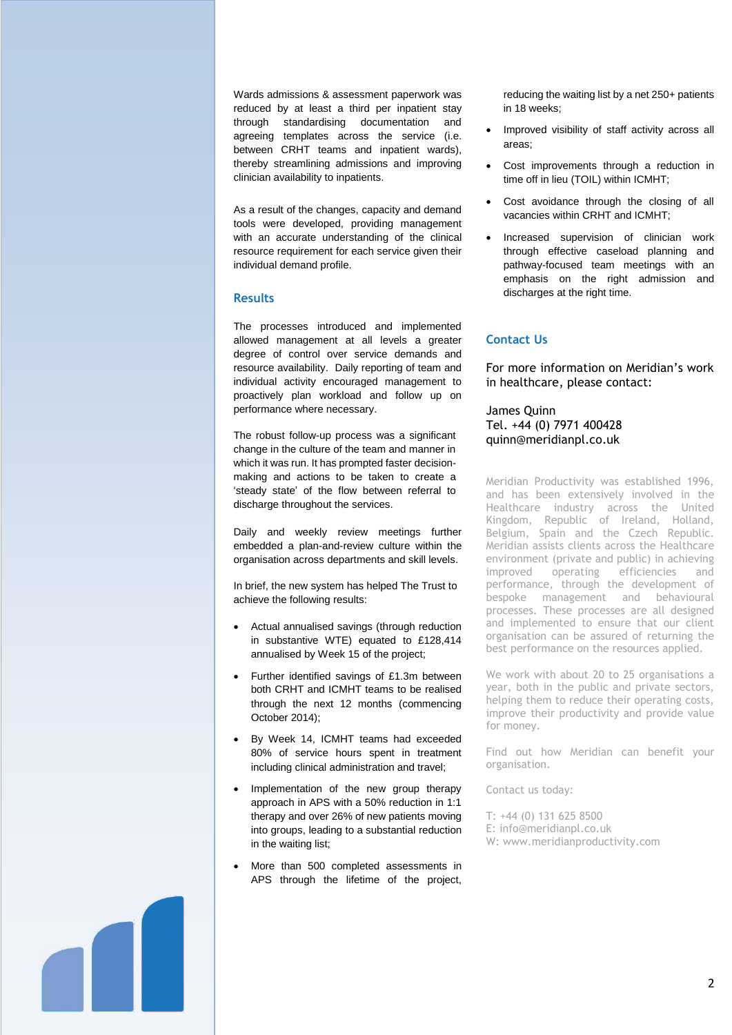Wards admissions & assessment paperwork was reduced by at least a third per inpatient stay through standardising documentation and agreeing templates across the service (i.e. between CRHT teams and inpatient wards), thereby streamlining admissions and improving clinician availability to inpatients.

As a result of the changes, capacity and demand tools were developed, providing management with an accurate understanding of the clinical resource requirement for each service given their individual demand profile.

## Results

The processes introduced and implemented allowed management at all levels a greater degree of control over service demands and resource availability. Daily reporting of team and individual activity encouraged management to proactively plan workload and follow up on performance where necessary.

The robust follow-up process was a significant change in the culture of the team and manner in which it was run. It has prompted faster decision-making and actions to be taken to create a 'steady state' of the flow between referral to discharge throughout the services.

Daily and weekly review meetings further embedded a plan-and-review culture within the organisation across departments and skill levels.

In brief, the new system has helped The Trust to achieve the following results:

- Actual annualised savings (through reduction in substantive WTE) equated to £128,414 annualised by Week 15 of the project;
- Further identified savings of £1.3m between both CRHT and ICMHT teams to be realised through the next 12 months (commencing October 2014);
- By Week 14, ICMHT teams had exceeded 80% of service hours spent in treatment including clinical administration and travel;
- Implementation of the new group therapy approach in APS with a 50% reduction in 1:1 therapy and over 26% of new patients moving into groups, leading to a substantial reduction in the waiting list;
- More than 500 completed assessments in APS through the lifetime of the project, reducing the waiting list by a net 250+ patients in 18 weeks;
- Improved visibility of staff activity across all areas;
- Cost improvements through a reduction in time off in lieu (TOIL) within ICMHT;
- Cost avoidance through the closing of all vacancies within CRHT and ICMHT;
- Increased supervision of clinician work through effective caseload planning and pathway-focused team meetings with an emphasis on the right admission and discharges at the right time.

## Contact Us

For more information on Meridian's work in healthcare, please contact:

James Quinn
Tel. +44 (0) 7971 400428
quinn@meridianpl.co.uk

Meridian Productivity was established 1996, and has been extensively involved in the Healthcare industry across the United Kingdom, Republic of Ireland, Holland, Belgium, Spain and the Czech Republic. Meridian assists clients across the Healthcare environment (private and public) in achieving improved operating efficiencies and performance, through the development of bespoke management and behavioural processes. These processes are all designed and implemented to ensure that our client organisation can be assured of returning the best performance on the resources applied.

We work with about 20 to 25 organisations a year, both in the public and private sectors, helping them to reduce their operating costs, improve their productivity and provide value for money.

Find out how Meridian can benefit your organisation.

Contact us today:

T: +44 (0) 131 625 8500
E: info@meridianpl.co.uk
W: www.meridianproductivity.com